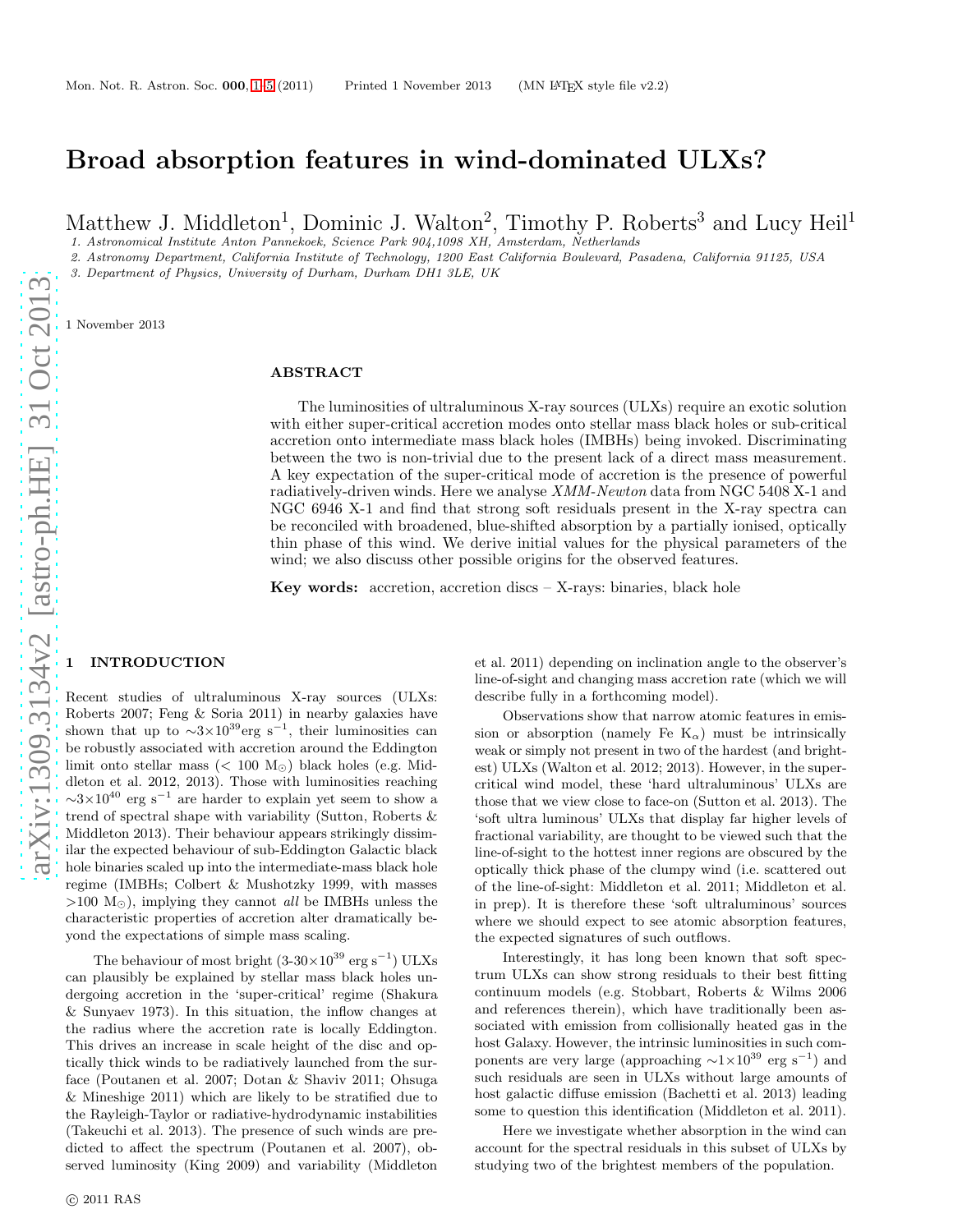# Broad absorption features in wind-dominated ULXs?

Matthew J. Middleton[1], Dominic J. Walton[2], Timothy P. Roberts[3] and Lucy Heil[1]

1. Astronomical Institute Anton Pannekoek, Science Park 904,1098 XH, Amsterdam, Netherlands
2. Astronomy Department, California Institute of Technology, 1200 East California Boulevard, Pasadena, California 91125, USA
3. Department of Physics, University of Durham, Durham DH1 3LE, UK

1 November 2013

## ABSTRACT

The luminosities of ultraluminous X-ray sources (ULXs) require an exotic solution with either super-critical accretion modes onto stellar mass black holes or sub-critical accretion onto intermediate mass black holes (IMBHs) being invoked. Discriminating between the two is non-trivial due to the present lack of a direct mass measurement. A key expectation of the super-critical mode of accretion is the presence of powerful radiatively-driven winds. Here we analyse *XMM-Newton* data from NGC 5408 X-1 and NGC 6946 X-1 and find that strong soft residuals present in the X-ray spectra can be reconciled with broadened, blue-shifted absorption by a partially ionised, optically thin phase of this wind. We derive initial values for the physical parameters of the wind; we also discuss other possible origins for the observed features.

**Key words:** accretion, accretion discs – X-rays: binaries, black hole

## 1 INTRODUCTION

Recent studies of ultraluminous X-ray sources (ULXs: Roberts 2007; Feng & Soria 2011) in nearby galaxies have shown that up to $\sim 3\times10^{39}$ erg s$^{-1}$, their luminosities can be robustly associated with accretion around the Eddington limit onto stellar mass ($< 100$ M$_{\odot}$) black holes (e.g. Middleton et al. 2012, 2013). Those with luminosities reaching $\sim 3\times10^{40}$ erg s$^{-1}$ are harder to explain yet seem to show a trend of spectral shape with variability (Sutton, Roberts & Middleton 2013). Their behaviour appears strikingly dissimilar the expected behaviour of sub-Eddington Galactic black hole binaries scaled up into the intermediate-mass black hole regime (IMBHs; Colbert & Mushotzky 1999, with masses $>100$ M$_{\odot}$), implying they cannot *all* be IMBHs unless the characteristic properties of accretion alter dramatically beyond the expectations of simple mass scaling.

The behaviour of most bright ($3$-$30\times10^{39}$ erg s$^{-1}$) ULXs can plausibly be explained by stellar mass black holes undergoing accretion in the 'super-critical' regime (Shakura & Sunyaev 1973). In this situation, the inflow changes at the radius where the accretion rate is locally Eddington. This drives an increase in scale height of the disc and optically thick winds to be radiatively launched from the surface (Poutanen et al. 2007; Dotan & Shaviv 2011; Ohsuga & Mineshige 2011) which are likely to be stratified due to the Rayleigh-Taylor or radiative-hydrodynamic instabilities (Takeuchi et al. 2013). The presence of such winds are predicted to affect the spectrum (Poutanen et al. 2007), observed luminosity (King 2009) and variability (Middleton et al. 2011) depending on inclination angle to the observer's line-of-sight and changing mass accretion rate (which we will describe fully in a forthcoming model).

Observations show that narrow atomic features in emission or absorption (namely Fe K$_{\alpha}$) must be intrinsically weak or simply not present in two of the hardest (and brightest) ULXs (Walton et al. 2012; 2013). However, in the super-critical wind model, these 'hard ultraluminous' ULXs are those that we view close to face-on (Sutton et al. 2013). The 'soft ultra luminous' ULXs that display far higher levels of fractional variability, are thought to be viewed such that the line-of-sight to the hottest inner regions are obscured by the optically thick phase of the clumpy wind (i.e. scattered out of the line-of-sight: Middleton et al. 2011; Middleton et al. in prep). It is therefore these 'soft ultraluminous' sources where we should expect to see atomic absorption features, the expected signatures of such outflows.

Interestingly, it has long been known that soft spectrum ULXs can show strong residuals to their best fitting continuum models (e.g. Stobbart, Roberts & Wilms 2006 and references therein), which have traditionally been associated with emission from collisionally heated gas in the host Galaxy. However, the intrinsic luminosities in such components are very large (approaching $\sim 1\times10^{39}$ erg s$^{-1}$) and such residuals are seen in ULXs without large amounts of host galactic diffuse emission (Bachetti et al. 2013) leading some to question this identification (Middleton et al. 2011).

Here we investigate whether absorption in the wind can account for the spectral residuals in this subset of ULXs by studying two of the brightest members of the population.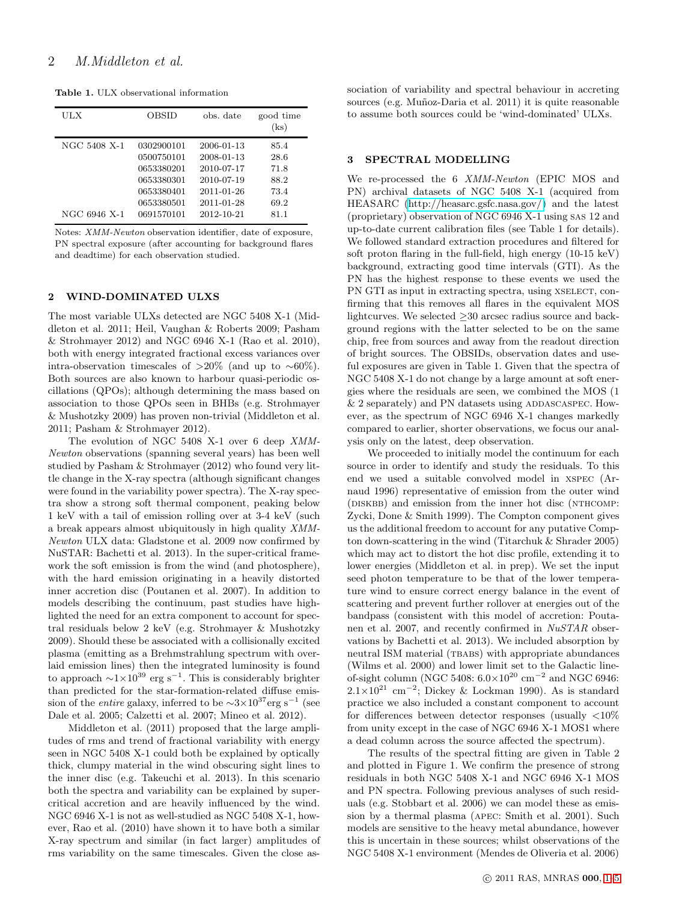**Table 1.** ULX observational information

| ULX | OBSID | obs. date | good time (ks) |
|---|---|---|---|
| NGC 5408 X-1 | 0302900101 | 2006-01-13 | 85.4 |
| | 0500750101 | 2008-01-13 | 28.6 |
| | 0653380201 | 2010-07-17 | 71.8 |
| | 0653380301 | 2010-07-19 | 88.2 |
| | 0653380401 | 2011-01-26 | 73.4 |
| | 0653380501 | 2011-01-28 | 69.2 |
| NGC 6946 X-1 | 0691570101 | 2012-10-21 | 81.1 |

Notes: *XMM-Newton* observation identifier, date of exposure, PN spectral exposure (after accounting for background flares and deadtime) for each observation studied.

## 2 WIND-DOMINATED ULXS

The most variable ULXs detected are NGC 5408 X-1 (Middleton et al. 2011; Heil, Vaughan & Roberts 2009; Pasham & Strohmayer 2012) and NGC 6946 X-1 (Rao et al. 2010), both with energy integrated fractional excess variances over intra-observation timescales of >20% (and up to ∼60%). Both sources are also known to harbour quasi-periodic oscillations (QPOs); although determining the mass based on association to those QPOs seen in BHBs (e.g. Strohmayer & Mushotzky 2009) has proven non-trivial (Middleton et al. 2011; Pasham & Strohmayer 2012).

The evolution of NGC 5408 X-1 over 6 deep *XMM-Newton* observations (spanning several years) has been well studied by Pasham & Strohmayer (2012) who found very little change in the X-ray spectra (although significant changes were found in the variability power spectra). The X-ray spectra show a strong soft thermal component, peaking below 1 keV with a tail of emission rolling over at 3-4 keV (such a break appears almost ubiquitously in high quality *XMM-Newton* ULX data: Gladstone et al. 2009 now confirmed by NuSTAR: Bachetti et al. 2013). In the super-critical framework the soft emission is from the wind (and photosphere), with the hard emission originating in a heavily distorted inner accretion disc (Poutanen et al. 2007). In addition to models describing the continuum, past studies have highlighted the need for an extra component to account for spectral residuals below 2 keV (e.g. Strohmayer & Mushotzky 2009). Should these be associated with a collisionally excited plasma (emitting as a Brehmstrahlung spectrum with overlaid emission lines) then the integrated luminosity is found to approach $\sim 1\times10^{39}$ erg s$^{-1}$. This is considerably brighter than predicted for the star-formation-related diffuse emission of the *entire* galaxy, inferred to be $\sim 3\times10^{37}$erg s$^{-1}$ (see Dale et al. 2005; Calzetti et al. 2007; Mineo et al. 2012).

Middleton et al. (2011) proposed that the large amplitudes of rms and trend of fractional variability with energy seen in NGC 5408 X-1 could both be explained by optically thick, clumpy material in the wind obscuring sight lines to the inner disc (e.g. Takeuchi et al. 2013). In this scenario both the spectra and variability can be explained by super-critical accretion and are heavily influenced by the wind. NGC 6946 X-1 is not as well-studied as NGC 5408 X-1, however, Rao et al. (2010) have shown it to have both a similar X-ray spectrum and similar (in fact larger) amplitudes of rms variability on the same timescales. Given the close association of variability and spectral behaviour in accreting sources (e.g. Muñoz-Daria et al. 2011) it is quite reasonable to assume both sources could be 'wind-dominated' ULXs.

## 3 SPECTRAL MODELLING

We re-processed the 6 *XMM-Newton* (EPIC MOS and PN) archival datasets of NGC 5408 X-1 (acquired from HEASARC (http://heasarc.gsfc.nasa.gov/) and the latest (proprietary) observation of NGC 6946 X-1 using SAS 12 and up-to-date current calibration files (see Table 1 for details). We followed standard extraction procedures and filtered for soft proton flaring in the full-field, high energy (10-15 keV) background, extracting good time intervals (GTI). As the PN has the highest response to these events we used the PN GTI as input in extracting spectra, using XSELECT, confirming that this removes all flares in the equivalent MOS lightcurves. We selected ≥30 arcsec radius source and background regions with the latter selected to be on the same chip, free from sources and away from the readout direction of bright sources. The OBSIDs, observation dates and useful exposures are given in Table 1. Given that the spectra of NGC 5408 X-1 do not change by a large amount at soft energies where the residuals are seen, we combined the MOS (1 & 2 separately) and PN datasets using ADDASCASPEC. However, as the spectrum of NGC 6946 X-1 changes markedly compared to earlier, shorter observations, we focus our analysis only on the latest, deep observation.

We proceeded to initially model the continuum for each source in order to identify and study the residuals. To this end we used a suitable convolved model in XSPEC (Arnaud 1996) representative of emission from the outer wind (DISKBB) and emission from the inner hot disc (NTHCOMP: Zycki, Done & Smith 1999). The Compton component gives us the additional freedom to account for any putative Compton down-scattering in the wind (Titarchuk & Shrader 2005) which may act to distort the hot disc profile, extending it to lower energies (Middleton et al. in prep). We set the input seed photon temperature to be that of the lower temperature wind to ensure correct energy balance in the event of scattering and prevent further rollover at energies out of the bandpass (consistent with this model of accretion: Poutanen et al. 2007, and recently confirmed in *NuSTAR* observations by Bachetti et al. 2013). We included absorption by neutral ISM material (TBABS) with appropriate abundances (Wilms et al. 2000) and lower limit set to the Galactic line-of-sight column (NGC 5408: $6.0\times10^{20}$ cm$^{-2}$ and NGC 6946: $2.1\times10^{21}$ cm$^{-2}$; Dickey & Lockman 1990). As is standard practice we also included a constant component to account for differences between detector responses (usually <10% from unity except in the case of NGC 6946 X-1 MOS1 where a dead column across the source affected the spectrum).

The results of the spectral fitting are given in Table 2 and plotted in Figure 1. We confirm the presence of strong residuals in both NGC 5408 X-1 and NGC 6946 X-1 MOS and PN spectra. Following previous analyses of such residuals (e.g. Stobbart et al. 2006) we can model these as emission by a thermal plasma (APEC: Smith et al. 2001). Such models are sensitive to the heavy metal abundance, however this is uncertain in these sources; whilst observations of the NGC 5408 X-1 environment (Mendes de Oliveria et al. 2006)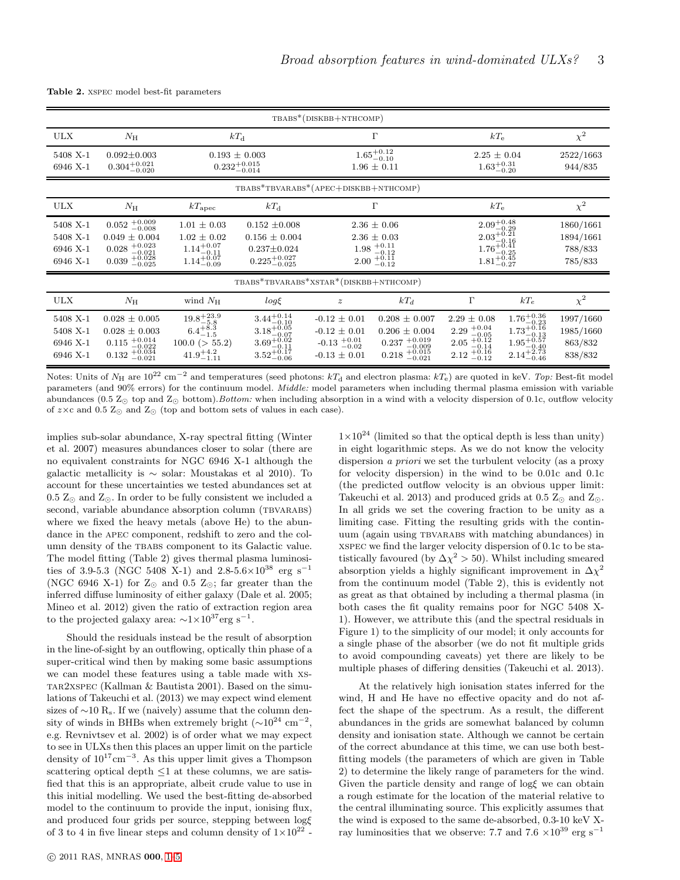**Table 2.** XSPEC model best-fit parameters

| TBABS*(DISKBB+NTHCOMP) | | | | | | | | |
|---|---|---|---|---|---|---|---|---|
| ULX | $N_{\rm H}$ | | $kT_{\rm d}$ | | $\Gamma$ | | $kT_{\rm e}$ | $\chi^2$ |
| 5408 X-1 | $0.092\pm0.003$ | | $0.193 \pm 0.003$ | | $1.65^{+0.12}_{-0.10}$ | | $2.25 \pm 0.04$ | 2522/1663 |
| 6946 X-1 | $0.304^{+0.021}_{-0.020}$ | | $0.232^{+0.015}_{-0.014}$ | | $1.96 \pm 0.11$ | | $1.63^{+0.31}_{-0.20}$ | 944/835 |

| TBABS*TBVARABS*(APEC+DISKBB+NTHCOMP) | | | | | | |
|---|---|---|---|---|---|---|
| ULX | $N_{\rm H}$ | $kT_{\rm apec}$ | $kT_{\rm d}$ | $\Gamma$ | $kT_{\rm e}$ | $\chi^2$ |
| 5408 X-1 | $0.052^{+0.009}_{-0.008}$ | $1.01 \pm 0.03$ | $0.152 \pm0.008$ | $2.36 \pm 0.06$ | $2.09^{+0.48}_{-0.29}$ | 1860/1661 |
| 5408 X-1 | $0.049 \pm 0.004$ | $1.02 \pm 0.02$ | $0.156 \pm 0.004$ | $2.36 \pm 0.03$ | $2.03^{+0.21}_{-0.16}$ | 1894/1661 |
| 6946 X-1 | $0.028^{+0.023}_{-0.021}$ | $1.14^{+0.07}_{-0.11}$ | $0.237\pm0.024$ | $1.98^{+0.11}_{-0.12}$ | $1.76^{+0.41}_{-0.25}$ | 788/833 |
| 6946 X-1 | $0.039^{+0.028}_{-0.025}$ | $1.14^{+0.07}_{-0.09}$ | $0.225^{+0.027}_{-0.025}$ | $2.00^{+0.11}_{-0.12}$ | $1.81^{+0.45}_{-0.27}$ | 785/833 |

| TBABS*TBVARABS*XSTAR*(DISKBB+NTHCOMP) | | | | | | | | |
|---|---|---|---|---|---|---|---|---|
| ULX | $N_{\rm H}$ | wind $N_{\rm H}$ | $log\xi$ | $z$ | $kT_d$ | $\Gamma$ | $kT_e$ | $\chi^2$ |
| 5408 X-1 | $0.028 \pm 0.005$ | $19.8^{+23.9}_{-5.8}$ | $3.44^{+0.14}_{-0.10}$ | $-0.12 \pm 0.01$ | $0.208 \pm 0.007$ | $2.29 \pm 0.08$ | $1.76^{+0.36}_{-0.23}$ | 1997/1660 |
| 5408 X-1 | $0.028 \pm 0.003$ | $6.4^{+8.3}_{-1.5}$ | $3.18^{+0.05}_{-0.07}$ | $-0.12 \pm 0.01$ | $0.206 \pm 0.004$ | $2.29^{+0.04}_{-0.05}$ | $1.73^{+0.16}_{-0.13}$ | 1985/1660 |
| 6946 X-1 | $0.115^{+0.014}_{-0.022}$ | 100.0 (> 55.2) | $3.69^{+0.02}_{-0.11}$ | $-0.13^{+0.01}_{-0.02}$ | $0.237^{+0.019}_{-0.009}$ | $2.05^{+0.12}_{-0.14}$ | $1.95^{+0.57}_{-0.40}$ | 863/832 |
| 6946 X-1 | $0.132^{+0.034}_{-0.021}$ | $41.9^{+4.2}_{-1.11}$ | $3.52^{+0.17}_{-0.06}$ | $-0.13 \pm 0.01$ | $0.218^{+0.015}_{-0.021}$ | $2.12^{+0.16}_{-0.12}$ | $2.14^{+2.73}_{-0.46}$ | 838/832 |

Notes: Units of $N_{\rm H}$ are $10^{22}$ cm$^{-2}$ and temperatures (seed photons: $kT_{\rm d}$ and electron plasma: $kT_{\rm e}$) are quoted in keV. *Top:* Best-fit model parameters (and 90% errors) for the continuum model. *Middle:* model parameters when including thermal plasma emission with variable abundances (0.5 $Z_\odot$ top and $Z_\odot$ bottom). *Bottom:* when including absorption in a wind with a velocity dispersion of 0.1c, outflow velocity of $z\times$c and 0.5 $Z_\odot$ and $Z_\odot$ (top and bottom sets of values in each case).

implies sub-solar abundance, X-ray spectral fitting (Winter et al. 2007) measures abundances closer to solar (there are no equivalent constraints for NGC 6946 X-1 although the galactic metallicity is $\sim$ solar: Moustakas et al 2010). To account for these uncertainties we tested abundances set at 0.5 $Z_\odot$ and $Z_\odot$. In order to be fully consistent we included a second, variable abundance absorption column (TBVARABS) where we fixed the heavy metals (above He) to the abundance in the APEC component, redshift to zero and the column density of the TBABS component to its Galactic value. The model fitting (Table 2) gives thermal plasma luminosities of 3.9-5.3 (NGC 5408 X-1) and 2.8-5.6$\times10^{38}$ erg s$^{-1}$ (NGC 6946 X-1) for $Z_\odot$ and 0.5 $Z_\odot$; far greater than the inferred diffuse luminosity of either galaxy (Dale et al. 2005; Mineo et al. 2012) given the ratio of extraction region area to the projected galaxy area: $\sim1\times10^{37}$erg s$^{-1}$.

Should the residuals instead be the result of absorption in the line-of-sight by an outflowing, optically thin phase of a super-critical wind then by making some basic assumptions we can model these features using a table made with XSTAR2XSPEC (Kallman & Bautista 2001). Based on the simulations of Takeuchi et al. (2013) we may expect wind element sizes of $\sim$10 R$_{\rm s}$. If we (naively) assume that the column density of winds in BHBs when extremely bright ($\sim10^{24}$ cm$^{-2}$, e.g. Revnivtsev et al. 2002) is of order what we may expect to see in ULXs then this places an upper limit on the particle density of $10^{17}$cm$^{-3}$. As this upper limit gives a Thompson scattering optical depth $\leq$1 at these columns, we are satisfied that this is an appropriate, albeit crude value to use in this initial modelling. We used the best-fitting de-absorbed model to the continuum to provide the input, ionising flux, and produced four grids per source, stepping between log$\xi$ of 3 to 4 in five linear steps and column density of $1\times10^{22}$ - $1\times10^{24}$ (limited so that the optical depth is less than unity) in eight logarithmic steps. As we do not know the velocity dispersion *a priori* we set the turbulent velocity (as a proxy for velocity dispersion) in the wind to be 0.01c and 0.1c (the predicted outflow velocity is an obvious upper limit: Takeuchi et al. 2013) and produced grids at 0.5 $Z_\odot$ and $Z_\odot$. In all grids we set the covering fraction to be unity as a limiting case. Fitting the resulting grids with the continuum (again using TBVARABS with matching abundances) in XSPEC we find the larger velocity dispersion of 0.1c to be statistically favoured (by $\Delta\chi^2 > 50$). Whilst including smeared absorption yields a highly significant improvement in $\Delta\chi^2$ from the continuum model (Table 2), this is evidently not as great as that obtained by including a thermal plasma (in both cases the fit quality remains poor for NGC 5408 X-1). However, we attribute this (and the spectral residuals in Figure 1) to the simplicity of our model; it only accounts for a single phase of the absorber (we do not fit multiple grids to avoid compounding caveats) yet there are likely to be multiple phases of differing densities (Takeuchi et al. 2013).

At the relatively high ionisation states inferred for the wind, H and He have no effective opacity and do not affect the shape of the spectrum. As a result, the different abundances in the grids are somewhat balanced by column density and ionisation state. Although we cannot be certain of the correct abundance at this time, we can use both best-fitting models (the parameters of which are given in Table 2) to determine the likely range of parameters for the wind. Given the particle density and range of log$\xi$ we can obtain a rough estimate for the location of the material relative to the central illuminating source. This explicitly assumes that the wind is exposed to the same de-absorbed, 0.3-10 keV X-ray luminosities that we observe: 7.7 and 7.6 $\times10^{39}$ erg s$^{-1}$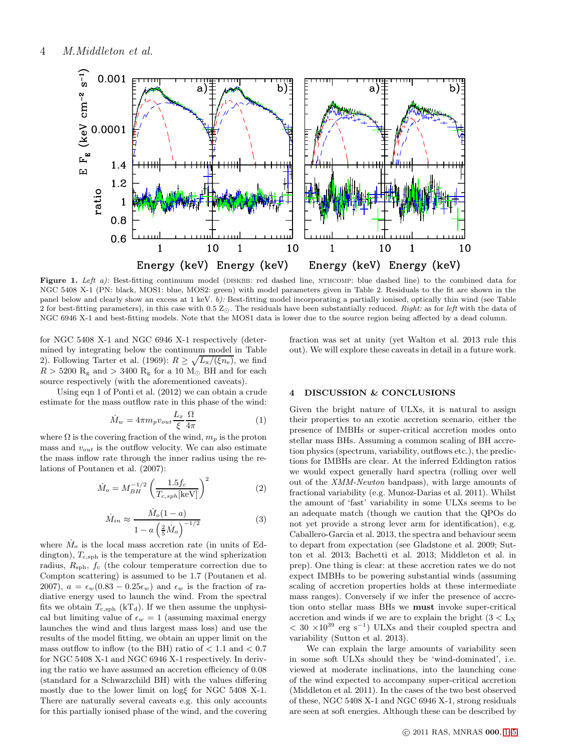Figure 1. *Left a):* Best-fitting continuum model (DISKBB: red dashed line, NTHCOMP: blue dashed line) to the combined data for NGC 5408 X-1 (PN: black, MOS1: blue, MOS2: green) with model parameters given in Table 2. Residuals to the fit are shown in the panel below and clearly show an excess at 1 keV. *b):* Best-fitting model incorporating a partially ionised, optically thin wind (see Table 2 for best-fitting parameters), in this case with 0.5 $Z_{\odot}$. The residuals have been substantially reduced. *Right:* as for *left* with the data of NGC 6946 X-1 and best-fitting models. Note that the MOS1 data is lower due to the source region being affected by a dead column.

for NGC 5408 X-1 and NGC 6946 X-1 respectively (determined by integrating below the continuum model in Table 2). Following Tarter et al. (1969): $R \geq \sqrt{L_{\rm x}/(\xi n_{\rm e})}$, we find $R > 5200$ $R_{\rm g}$ and $> 3400$ $R_{\rm g}$ for a 10 $M_{\odot}$ BH and for each source respectively (with the aforementioned caveats).

Using eqn 1 of Ponti et al. (2012) we can obtain a crude estimate for the mass outflow rate in this phase of the wind:

$$\dot{M}_w = 4\pi m_p v_{out} \frac{L_x}{\xi} \frac{\Omega}{4\pi} \tag{1}$$

where $\Omega$ is the covering fraction of the wind, $m_p$ is the proton mass and $v_{out}$ is the outflow velocity. We can also estimate the mass inflow rate through the inner radius using the relations of Poutanen et al. (2007):

$$\dot{M}_o = M_{BH}^{-1/2} \left( \frac{1.5 f_c}{T_{c,sph}[\text{keV}]} \right)^2 \tag{2}$$

$$\dot{M}_{in} \approx \frac{\dot{M}_o(1-a)}{1 - a\left(\frac{2}{5}\dot{M}_o\right)^{-1/2}} \tag{3}$$

where $\dot{M}_o$ is the local mass accretion rate (in units of Eddington), $T_{\rm c,sph}$ is the temperature at the wind spherization radius, $R_{\rm sph}$, $f_{\rm c}$ (the colour temperature correction due to Compton scattering) is assumed to be 1.7 (Poutanen et al. 2007), $a = \epsilon_w(0.83 - 0.25\epsilon_w)$ and $\epsilon_w$ is the fraction of radiative energy used to launch the wind. From the spectral fits we obtain $T_{\rm c,sph}$ (k$T_{\rm d}$). If we then assume the unphysical but limiting value of $\epsilon_w = 1$ (assuming maximal energy launches the wind and thus largest mass loss) and use the results of the model fitting, we obtain an upper limit on the mass outflow to inflow (to the BH) ratio of $< 1.1$ and $< 0.7$ for NGC 5408 X-1 and NGC 6946 X-1 respectively. In deriving the ratio we have assumed an accretion efficiency of 0.08 (standard for a Schwarzchild BH) with the values differing mostly due to the lower limit on log$\xi$ for NGC 5408 X-1. There are naturally several caveats e.g. this only accounts for this partially ionised phase of the wind, and the covering fraction was set at unity (yet Walton et al. 2013 rule this out). We will explore these caveats in detail in a future work.

## 4 DISCUSSION & CONCLUSIONS

Given the bright nature of ULXs, it is natural to assign their properties to an exotic accretion scenario, either the presence of IMBHs or super-critical accretion modes onto stellar mass BHs. Assuming a common scaling of BH accretion physics (spectrum, variability, outflows etc.), the predictions for IMBHs are clear. At the inferred Eddington ratios we would expect generally hard spectra (rolling over well out of the *XMM-Newton* bandpass), with large amounts of fractional variability (e.g. Munoz-Darias et al. 2011). Whilst the amount of 'fast' variability in some ULXs seems to be an adequate match (though we caution that the QPOs do not yet provide a strong lever arm for identification), e.g. Caballero-Garcia et al. 2013, the spectra and behaviour seem to depart from expectation (see Gladstone et al. 2009; Sutton et al. 2013; Bachetti et al. 2013; Middleton et al. in prep). One thing is clear: at these accretion rates we do not expect IMBHs to be powering substantial winds (assuming scaling of accretion properties holds at these intermediate mass ranges). Conversely if we infer the presence of accretion onto stellar mass BHs we **must** invoke super-critical accretion and winds if we are to explain the bright ($3 < L_{\rm X} < 30 \times 10^{39}$ erg s$^{-1}$) ULXs and their coupled spectra and variability (Sutton et al. 2013).

We can explain the large amounts of variability seen in some soft ULXs should they be 'wind-dominated', i.e. viewed at moderate inclinations, into the launching cone of the wind expected to accompany super-critical accretion (Middleton et al. 2011). In the cases of the two best observed of these, NGC 5408 X-1 and NGC 6946 X-1, strong residuals are seen at soft energies. Although these can be described by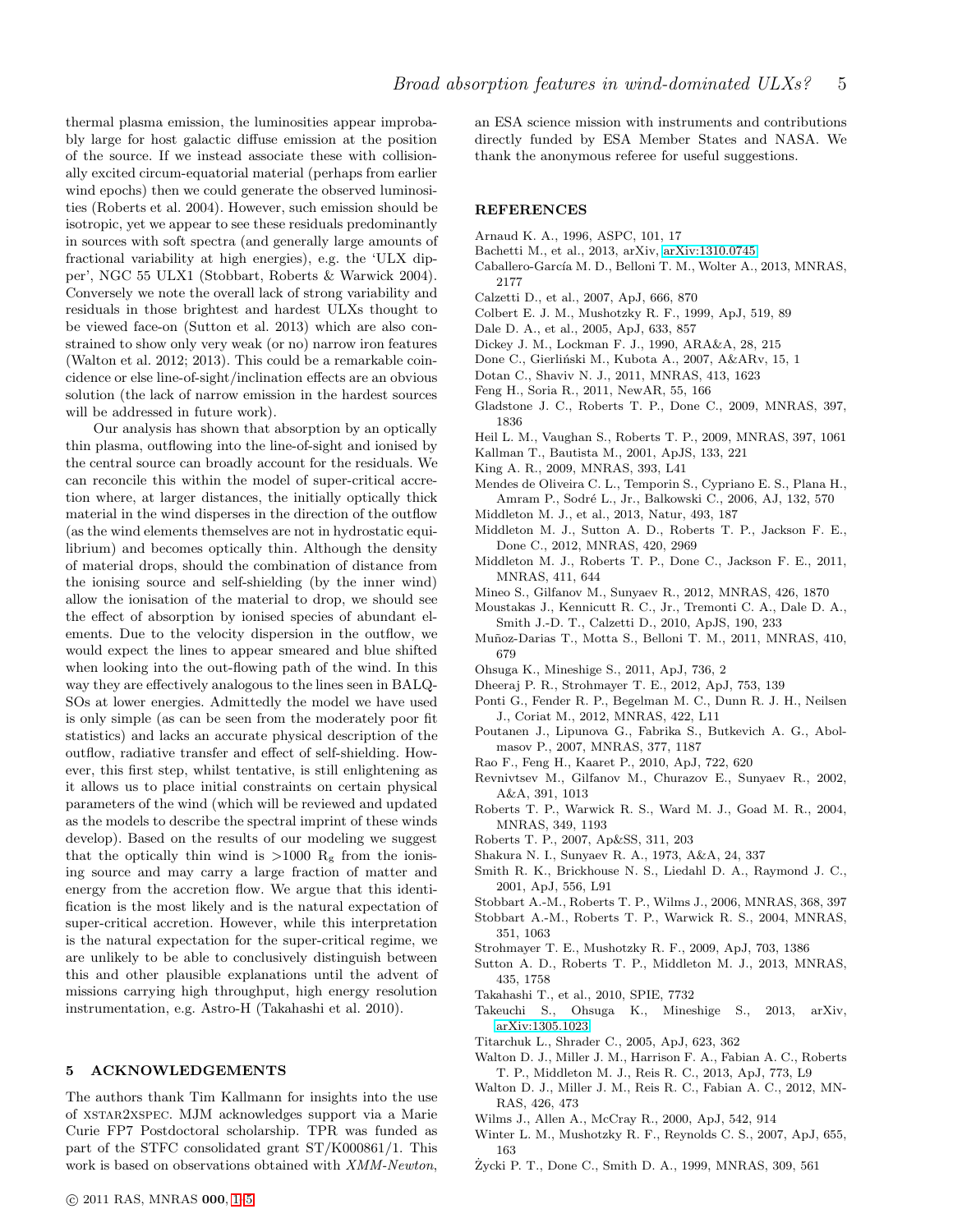thermal plasma emission, the luminosities appear improbably large for host galactic diffuse emission at the position of the source. If we instead associate these with collisionally excited circum-equatorial material (perhaps from earlier wind epochs) then we could generate the observed luminosities (Roberts et al. 2004). However, such emission should be isotropic, yet we appear to see these residuals predominantly in sources with soft spectra (and generally large amounts of fractional variability at high energies), e.g. the 'ULX dipper', NGC 55 ULX1 (Stobbart, Roberts & Warwick 2004). Conversely we note the overall lack of strong variability and residuals in those brightest and hardest ULXs thought to be viewed face-on (Sutton et al. 2013) which are also constrained to show only very weak (or no) narrow iron features (Walton et al. 2012; 2013). This could be a remarkable coincidence or else line-of-sight/inclination effects are an obvious solution (the lack of narrow emission in the hardest sources will be addressed in future work).

Our analysis has shown that absorption by an optically thin plasma, outflowing into the line-of-sight and ionised by the central source can broadly account for the residuals. We can reconcile this within the model of super-critical accretion where, at larger distances, the initially optically thick material in the wind disperses in the direction of the outflow (as the wind elements themselves are not in hydrostatic equilibrium) and becomes optically thin. Although the density of material drops, should the combination of distance from the ionising source and self-shielding (by the inner wind) allow the ionisation of the material to drop, we should see the effect of absorption by ionised species of abundant elements. Due to the velocity dispersion in the outflow, we would expect the lines to appear smeared and blue shifted when looking into the out-flowing path of the wind. In this way they are effectively analogous to the lines seen in BALQSOs at lower energies. Admittedly the model we have used is only simple (as can be seen from the moderately poor fit statistics) and lacks an accurate physical description of the outflow, radiative transfer and effect of self-shielding. However, this first step, whilst tentative, is still enlightening as it allows us to place initial constraints on certain physical parameters of the wind (which will be reviewed and updated as the models to describe the spectral imprint of these winds develop). Based on the results of our modeling we suggest that the optically thin wind is $>1000$ $R_g$ from the ionising source and may carry a large fraction of matter and energy from the accretion flow. We argue that this identification is the most likely and is the natural expectation of super-critical accretion. However, while this interpretation is the natural expectation for the super-critical regime, we are unlikely to be able to conclusively distinguish between this and other plausible explanations until the advent of missions carrying high throughput, high energy resolution instrumentation, e.g. Astro-H (Takahashi et al. 2010).

## 5 ACKNOWLEDGEMENTS

The authors thank Tim Kallmann for insights into the use of XSTAR2XSPEC. MJM acknowledges support via a Marie Curie FP7 Postdoctoral scholarship. TPR was funded as part of the STFC consolidated grant ST/K000861/1. This work is based on observations obtained with *XMM-Newton*, an ESA science mission with instruments and contributions directly funded by ESA Member States and NASA. We thank the anonymous referee for useful suggestions.

## REFERENCES

Arnaud K. A., 1996, ASPC, 101, 17
Bachetti M., et al., 2013, arXiv, arXiv:1310.0745
Caballero-García M. D., Belloni T. M., Wolter A., 2013, MNRAS, 2177
Calzetti D., et al., 2007, ApJ, 666, 870
Colbert E. J. M., Mushotzky R. F., 1999, ApJ, 519, 89
Dale D. A., et al., 2005, ApJ, 633, 857
Dickey J. M., Lockman F. J., 1990, ARA&A, 28, 215
Done C., Gierliński M., Kubota A., 2007, A&ARv, 15, 1
Dotan C., Shaviv N. J., 2011, MNRAS, 413, 1623
Feng H., Soria R., 2011, NewAR, 55, 166
Gladstone J. C., Roberts T. P., Done C., 2009, MNRAS, 397, 1836
Heil L. M., Vaughan S., Roberts T. P., 2009, MNRAS, 397, 1061
Kallman T., Bautista M., 2001, ApJS, 133, 221
King A. R., 2009, MNRAS, 393, L41
Mendes de Oliveira C. L., Temporin S., Cypriano E. S., Plana H., Amram P., Sodré L., Jr., Balkowski C., 2006, AJ, 132, 570
Middleton M. J., et al., 2013, Natur, 493, 187
Middleton M. J., Sutton A. D., Roberts T. P., Jackson F. E., Done C., 2012, MNRAS, 420, 2969
Middleton M. J., Roberts T. P., Done C., Jackson F. E., 2011, MNRAS, 411, 644
Mineo S., Gilfanov M., Sunyaev R., 2012, MNRAS, 426, 1870
Moustakas J., Kennicutt R. C., Jr., Tremonti C. A., Dale D. A., Smith J.-D. T., Calzetti D., 2010, ApJS, 190, 233
Muñoz-Darias T., Motta S., Belloni T. M., 2011, MNRAS, 410, 679
Ohsuga K., Mineshige S., 2011, ApJ, 736, 2
Dheeraj P. R., Strohmayer T. E., 2012, ApJ, 753, 139
Ponti G., Fender R. P., Begelman M. C., Dunn R. J. H., Neilsen J., Coriat M., 2012, MNRAS, 422, L11
Poutanen J., Lipunova G., Fabrika S., Butkevich A. G., Abolmasov P., 2007, MNRAS, 377, 1187
Rao F., Feng H., Kaaret P., 2010, ApJ, 722, 620
Revnivtsev M., Gilfanov M., Churazov E., Sunyaev R., 2002, A&A, 391, 1013
Roberts T. P., Warwick R. S., Ward M. J., Goad M. R., 2004, MNRAS, 349, 1193
Roberts T. P., 2007, Ap&SS, 311, 203
Shakura N. I., Sunyaev R. A., 1973, A&A, 24, 337
Smith R. K., Brickhouse N. S., Liedahl D. A., Raymond J. C., 2001, ApJ, 556, L91
Stobbart A.-M., Roberts T. P., Wilms J., 2006, MNRAS, 368, 397
Stobbart A.-M., Roberts T. P., Warwick R. S., 2004, MNRAS, 351, 1063
Strohmayer T. E., Mushotzky R. F., 2009, ApJ, 703, 1386
Sutton A. D., Roberts T. P., Middleton M. J., 2013, MNRAS, 435, 1758
Takahashi T., et al., 2010, SPIE, 7732
Takeuchi S., Ohsuga K., Mineshige S., 2013, arXiv, arXiv:1305.1023
Titarchuk L., Shrader C., 2005, ApJ, 623, 362
Walton D. J., Miller J. M., Harrison F. A., Fabian A. C., Roberts T. P., Middleton M. J., Reis R. C., 2013, ApJ, 773, L9
Walton D. J., Miller J. M., Reis R. C., Fabian A. C., 2012, MNRAS, 426, 473
Wilms J., Allen A., McCray R., 2000, ApJ, 542, 914
Winter L. M., Mushotzky R. F., Reynolds C. S., 2007, ApJ, 655, 163
Życki P. T., Done C., Smith D. A., 1999, MNRAS, 309, 561